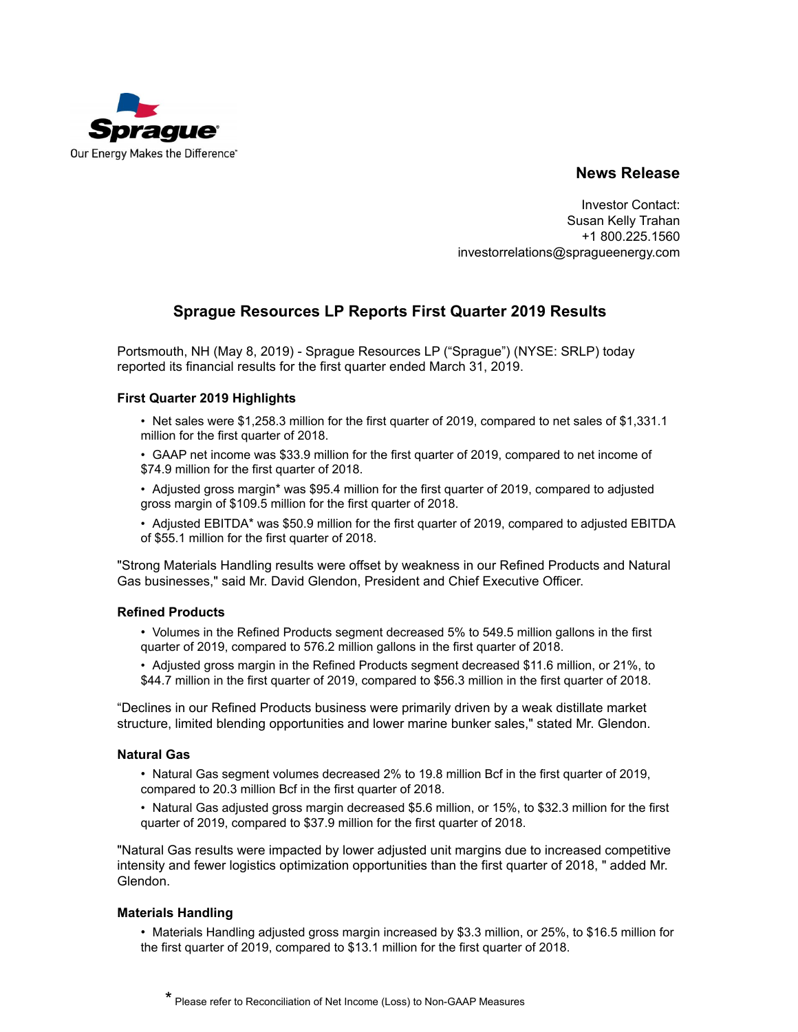Sprague

Our Energy Makes the Difference

## News Release

Investor Contact:
Susan Kelly Trahan
+1 800.225.1560
investorrelations@spragueenergy.com

# Sprague Resources LP Reports First Quarter 2019 Results

Portsmouth, NH (May 8, 2019) - Sprague Resources LP ("Sprague") (NYSE: SRLP) today reported its financial results for the first quarter ended March 31, 2019.

### First Quarter 2019 Highlights

- Net sales were $1,258.3 million for the first quarter of 2019, compared to net sales of $1,331.1 million for the first quarter of 2018.
- GAAP net income was $33.9 million for the first quarter of 2019, compared to net income of $74.9 million for the first quarter of 2018.
- Adjusted gross margin* was $95.4 million for the first quarter of 2019, compared to adjusted gross margin of $109.5 million for the first quarter of 2018.
- Adjusted EBITDA* was $50.9 million for the first quarter of 2019, compared to adjusted EBITDA of $55.1 million for the first quarter of 2018.

"Strong Materials Handling results were offset by weakness in our Refined Products and Natural Gas businesses," said Mr. David Glendon, President and Chief Executive Officer.

### Refined Products

- Volumes in the Refined Products segment decreased 5% to 549.5 million gallons in the first quarter of 2019, compared to 576.2 million gallons in the first quarter of 2018.
- Adjusted gross margin in the Refined Products segment decreased $11.6 million, or 21%, to $44.7 million in the first quarter of 2019, compared to $56.3 million in the first quarter of 2018.

"Declines in our Refined Products business were primarily driven by a weak distillate market structure, limited blending opportunities and lower marine bunker sales," stated Mr. Glendon.

### Natural Gas

- Natural Gas segment volumes decreased 2% to 19.8 million Bcf in the first quarter of 2019, compared to 20.3 million Bcf in the first quarter of 2018.
- Natural Gas adjusted gross margin decreased $5.6 million, or 15%, to $32.3 million for the first quarter of 2019, compared to $37.9 million for the first quarter of 2018.

"Natural Gas results were impacted by lower adjusted unit margins due to increased competitive intensity and fewer logistics optimization opportunities than the first quarter of 2018, " added Mr. Glendon.

### Materials Handling

- Materials Handling adjusted gross margin increased by $3.3 million, or 25%, to $16.5 million for the first quarter of 2019, compared to $13.1 million for the first quarter of 2018.

\* Please refer to Reconciliation of Net Income (Loss) to Non-GAAP Measures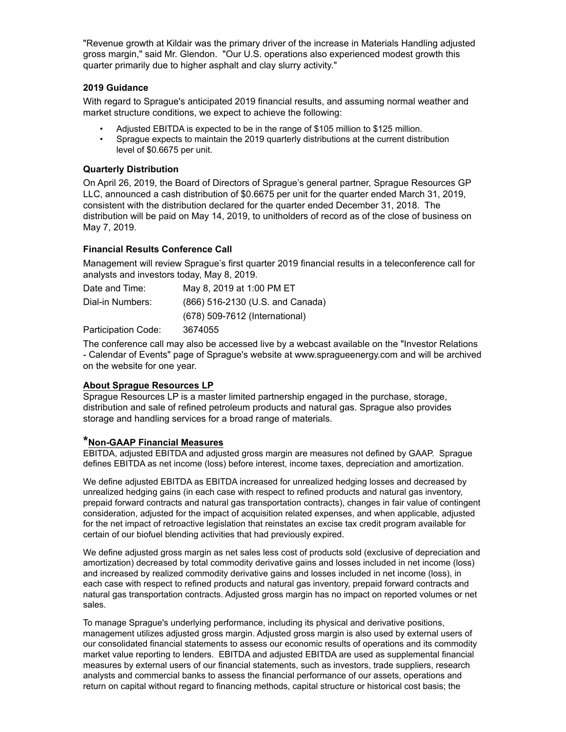"Revenue growth at Kildair was the primary driver of the increase in Materials Handling adjusted gross margin," said Mr. Glendon. "Our U.S. operations also experienced modest growth this quarter primarily due to higher asphalt and clay slurry activity."

### 2019 Guidance

With regard to Sprague's anticipated 2019 financial results, and assuming normal weather and market structure conditions, we expect to achieve the following:

- Adjusted EBITDA is expected to be in the range of $105 million to $125 million.
- Sprague expects to maintain the 2019 quarterly distributions at the current distribution level of $0.6675 per unit.

### Quarterly Distribution

On April 26, 2019, the Board of Directors of Sprague's general partner, Sprague Resources GP LLC, announced a cash distribution of $0.6675 per unit for the quarter ended March 31, 2019, consistent with the distribution declared for the quarter ended December 31, 2018. The distribution will be paid on May 14, 2019, to unitholders of record as of the close of business on May 7, 2019.

### Financial Results Conference Call

Management will review Sprague's first quarter 2019 financial results in a teleconference call for analysts and investors today, May 8, 2019.

| | |
|---|---|
| Date and Time: | May 8, 2019 at 1:00 PM ET |
| Dial-in Numbers: | (866) 516-2130 (U.S. and Canada) |
| | (678) 509-7612 (International) |
| Participation Code: | 3674055 |

The conference call may also be accessed live by a webcast available on the "Investor Relations - Calendar of Events" page of Sprague's website at www.spragueenergy.com and will be archived on the website for one year.

### About Sprague Resources LP

Sprague Resources LP is a master limited partnership engaged in the purchase, storage, distribution and sale of refined petroleum products and natural gas. Sprague also provides storage and handling services for a broad range of materials.

### *Non-GAAP Financial Measures

EBITDA, adjusted EBITDA and adjusted gross margin are measures not defined by GAAP. Sprague defines EBITDA as net income (loss) before interest, income taxes, depreciation and amortization.

We define adjusted EBITDA as EBITDA increased for unrealized hedging losses and decreased by unrealized hedging gains (in each case with respect to refined products and natural gas inventory, prepaid forward contracts and natural gas transportation contracts), changes in fair value of contingent consideration, adjusted for the impact of acquisition related expenses, and when applicable, adjusted for the net impact of retroactive legislation that reinstates an excise tax credit program available for certain of our biofuel blending activities that had previously expired.

We define adjusted gross margin as net sales less cost of products sold (exclusive of depreciation and amortization) decreased by total commodity derivative gains and losses included in net income (loss) and increased by realized commodity derivative gains and losses included in net income (loss), in each case with respect to refined products and natural gas inventory, prepaid forward contracts and natural gas transportation contracts. Adjusted gross margin has no impact on reported volumes or net sales.

To manage Sprague's underlying performance, including its physical and derivative positions, management utilizes adjusted gross margin. Adjusted gross margin is also used by external users of our consolidated financial statements to assess our economic results of operations and its commodity market value reporting to lenders. EBITDA and adjusted EBITDA are used as supplemental financial measures by external users of our financial statements, such as investors, trade suppliers, research analysts and commercial banks to assess the financial performance of our assets, operations and return on capital without regard to financing methods, capital structure or historical cost basis; the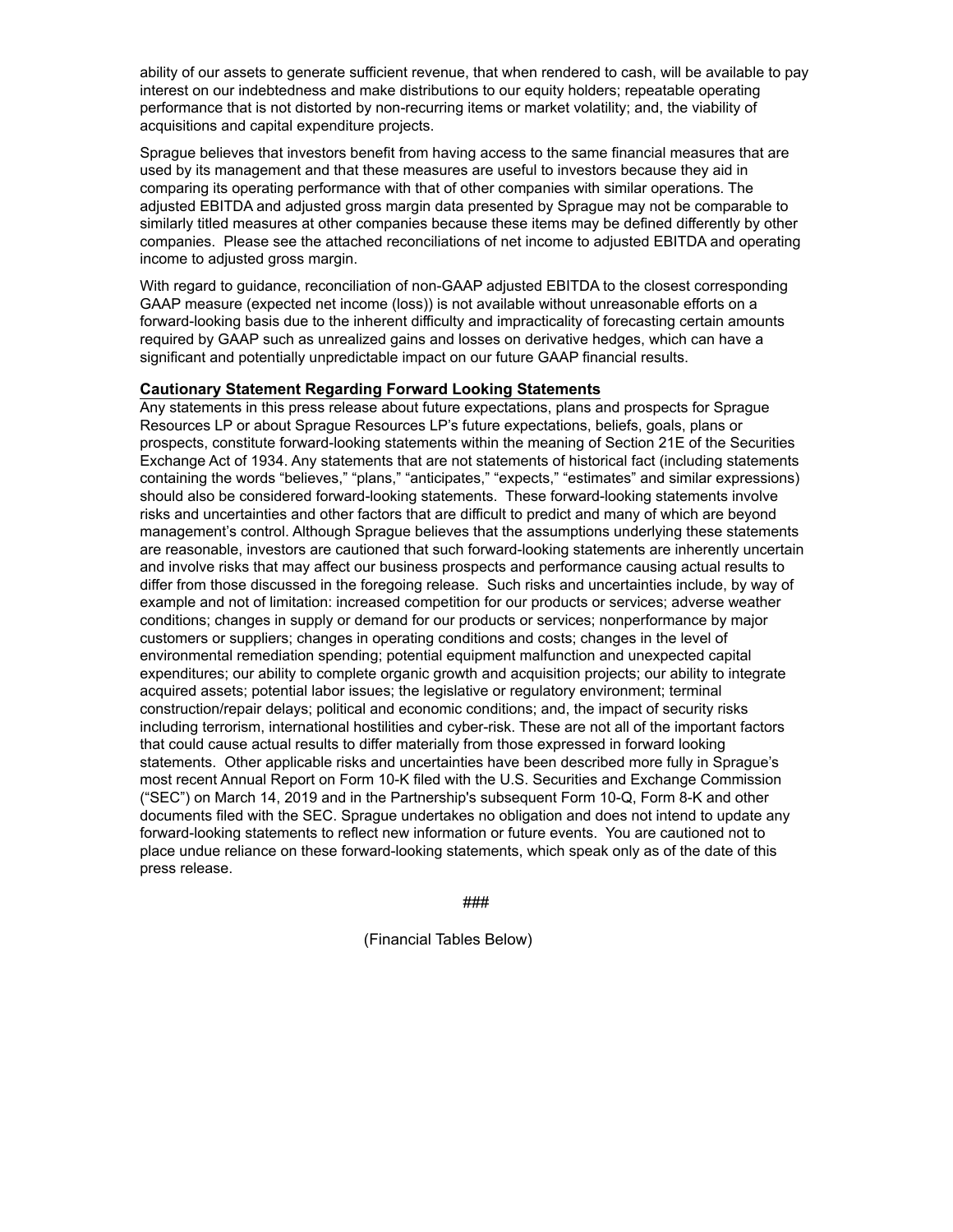ability of our assets to generate sufficient revenue, that when rendered to cash, will be available to pay interest on our indebtedness and make distributions to our equity holders; repeatable operating performance that is not distorted by non-recurring items or market volatility; and, the viability of acquisitions and capital expenditure projects.

Sprague believes that investors benefit from having access to the same financial measures that are used by its management and that these measures are useful to investors because they aid in comparing its operating performance with that of other companies with similar operations. The adjusted EBITDA and adjusted gross margin data presented by Sprague may not be comparable to similarly titled measures at other companies because these items may be defined differently by other companies. Please see the attached reconciliations of net income to adjusted EBITDA and operating income to adjusted gross margin.

With regard to guidance, reconciliation of non-GAAP adjusted EBITDA to the closest corresponding GAAP measure (expected net income (loss)) is not available without unreasonable efforts on a forward-looking basis due to the inherent difficulty and impracticality of forecasting certain amounts required by GAAP such as unrealized gains and losses on derivative hedges, which can have a significant and potentially unpredictable impact on our future GAAP financial results.

**Cautionary Statement Regarding Forward Looking Statements**

Any statements in this press release about future expectations, plans and prospects for Sprague Resources LP or about Sprague Resources LP's future expectations, beliefs, goals, plans or prospects, constitute forward-looking statements within the meaning of Section 21E of the Securities Exchange Act of 1934. Any statements that are not statements of historical fact (including statements containing the words "believes," "plans," "anticipates," "expects," "estimates" and similar expressions) should also be considered forward-looking statements. These forward-looking statements involve risks and uncertainties and other factors that are difficult to predict and many of which are beyond management's control. Although Sprague believes that the assumptions underlying these statements are reasonable, investors are cautioned that such forward-looking statements are inherently uncertain and involve risks that may affect our business prospects and performance causing actual results to differ from those discussed in the foregoing release. Such risks and uncertainties include, by way of example and not of limitation: increased competition for our products or services; adverse weather conditions; changes in supply or demand for our products or services; nonperformance by major customers or suppliers; changes in operating conditions and costs; changes in the level of environmental remediation spending; potential equipment malfunction and unexpected capital expenditures; our ability to complete organic growth and acquisition projects; our ability to integrate acquired assets; potential labor issues; the legislative or regulatory environment; terminal construction/repair delays; political and economic conditions; and, the impact of security risks including terrorism, international hostilities and cyber-risk. These are not all of the important factors that could cause actual results to differ materially from those expressed in forward looking statements. Other applicable risks and uncertainties have been described more fully in Sprague's most recent Annual Report on Form 10-K filed with the U.S. Securities and Exchange Commission ("SEC") on March 14, 2019 and in the Partnership's subsequent Form 10-Q, Form 8-K and other documents filed with the SEC. Sprague undertakes no obligation and does not intend to update any forward-looking statements to reflect new information or future events. You are cautioned not to place undue reliance on these forward-looking statements, which speak only as of the date of this press release.

###

(Financial Tables Below)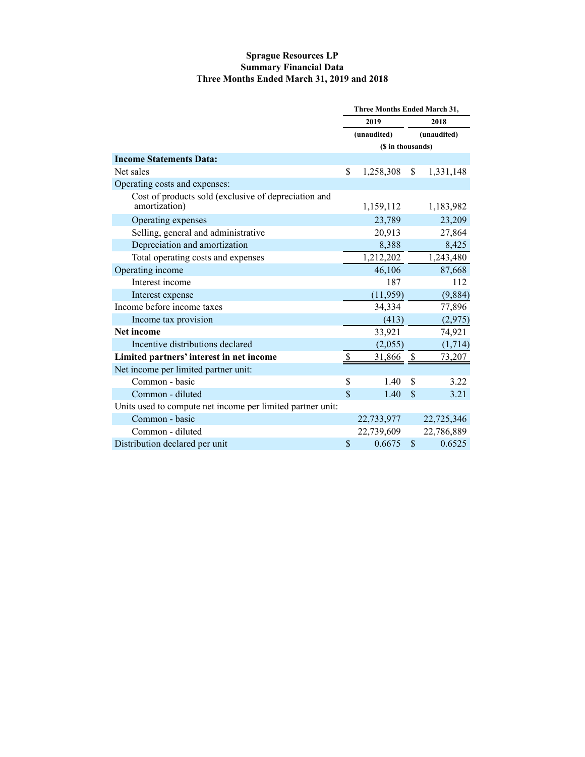**Sprague Resources LP**
**Summary Financial Data**
**Three Months Ended March 31, 2019 and 2018**

| | Three Months Ended March 31, | |
|---|---|---|
| | 2019 | 2018 |
| | (unaudited) | (unaudited) |
| | ($ in thousands) | |
| **Income Statements Data:** | | |
| Net sales | $ 1,258,308 | $ 1,331,148 |
| Operating costs and expenses: | | |
| Cost of products sold (exclusive of depreciation and amortization) | 1,159,112 | 1,183,982 |
| Operating expenses | 23,789 | 23,209 |
| Selling, general and administrative | 20,913 | 27,864 |
| Depreciation and amortization | 8,388 | 8,425 |
| Total operating costs and expenses | 1,212,202 | 1,243,480 |
| Operating income | 46,106 | 87,668 |
| Interest income | 187 | 112 |
| Interest expense | (11,959) | (9,884) |
| Income before income taxes | 34,334 | 77,896 |
| Income tax provision | (413) | (2,975) |
| **Net income** | 33,921 | 74,921 |
| Incentive distributions declared | (2,055) | (1,714) |
| **Limited partners' interest in net income** | $ 31,866 | $ 73,207 |
| Net income per limited partner unit: | | |
| Common - basic | $ 1.40 | $ 3.22 |
| Common - diluted | $ 1.40 | $ 3.21 |
| Units used to compute net income per limited partner unit: | | |
| Common - basic | 22,733,977 | 22,725,346 |
| Common - diluted | 22,739,609 | 22,786,889 |
| Distribution declared per unit | $ 0.6675 | $ 0.6525 |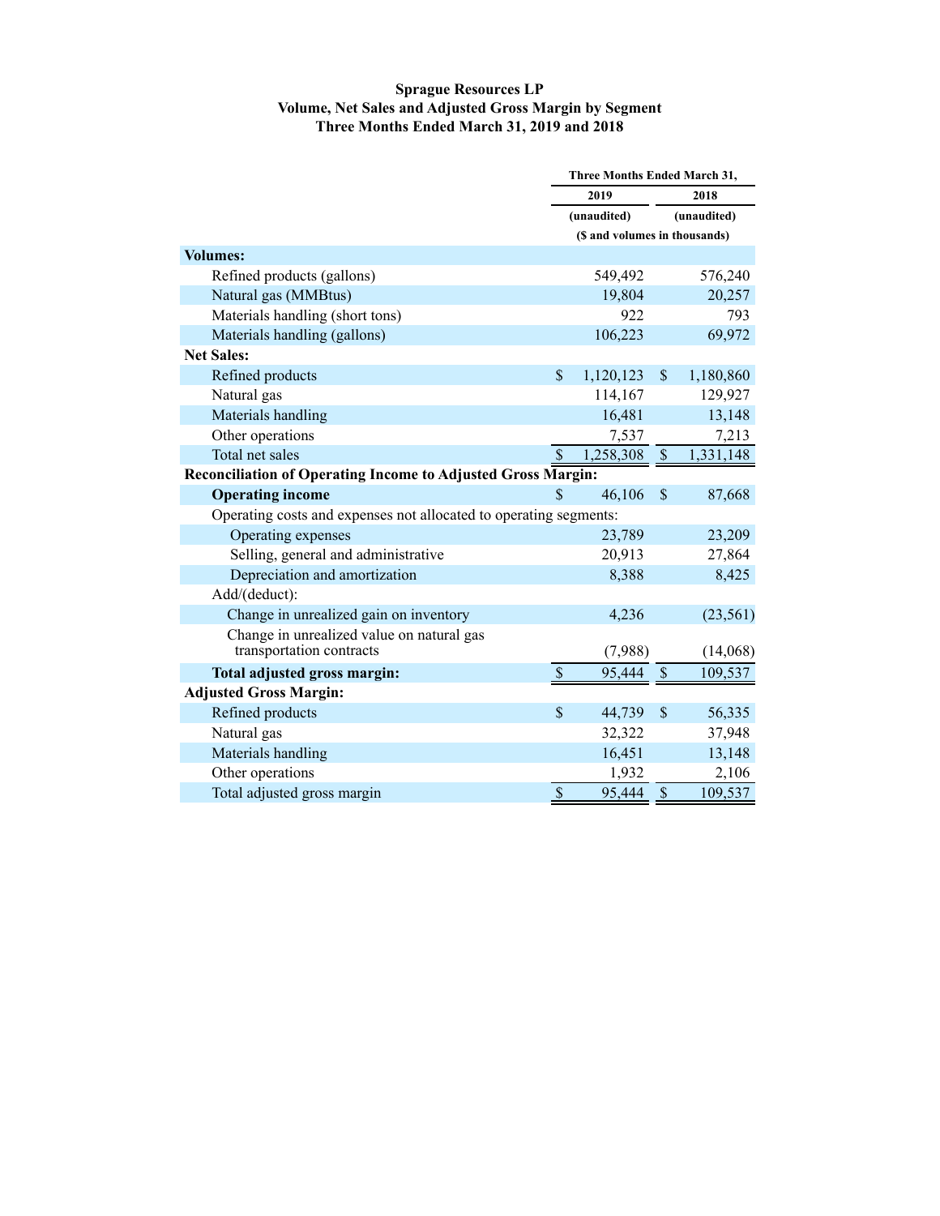**Sprague Resources LP**
**Volume, Net Sales and Adjusted Gross Margin by Segment**
**Three Months Ended March 31, 2019 and 2018**

| | Three Months Ended March 31, | |
|---|---|---|
| | 2019 | 2018 |
| | (unaudited) | (unaudited) |
| | ($ and volumes in thousands) | |
| **Volumes:** | | |
| Refined products (gallons) | 549,492 | 576,240 |
| Natural gas (MMBtus) | 19,804 | 20,257 |
| Materials handling (short tons) | 922 | 793 |
| Materials handling (gallons) | 106,223 | 69,972 |
| **Net Sales:** | | |
| Refined products | $ 1,120,123 | $ 1,180,860 |
| Natural gas | 114,167 | 129,927 |
| Materials handling | 16,481 | 13,148 |
| Other operations | 7,537 | 7,213 |
| Total net sales | $ 1,258,308 | $ 1,331,148 |
| **Reconciliation of Operating Income to Adjusted Gross Margin:** | | |
| **Operating income** | $ 46,106 | $ 87,668 |
| Operating costs and expenses not allocated to operating segments: | | |
| Operating expenses | 23,789 | 23,209 |
| Selling, general and administrative | 20,913 | 27,864 |
| Depreciation and amortization | 8,388 | 8,425 |
| Add/(deduct): | | |
| Change in unrealized gain on inventory | 4,236 | (23,561) |
| Change in unrealized value on natural gas transportation contracts | (7,988) | (14,068) |
| **Total adjusted gross margin:** | $ 95,444 | $ 109,537 |
| **Adjusted Gross Margin:** | | |
| Refined products | $ 44,739 | $ 56,335 |
| Natural gas | 32,322 | 37,948 |
| Materials handling | 16,451 | 13,148 |
| Other operations | 1,932 | 2,106 |
| Total adjusted gross margin | $ 95,444 | $ 109,537 |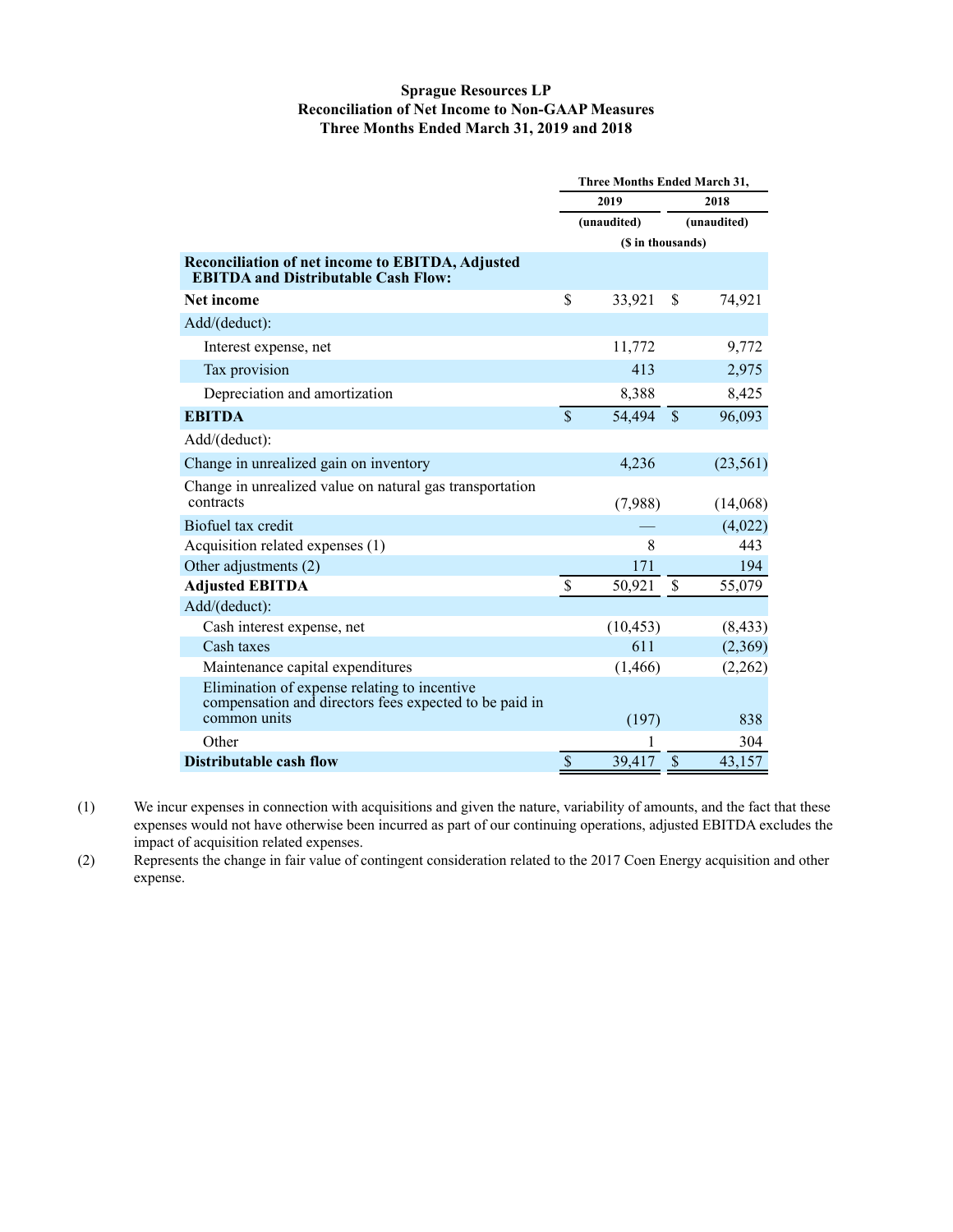**Sprague Resources LP**
**Reconciliation of Net Income to Non-GAAP Measures**
**Three Months Ended March 31, 2019 and 2018**

| | Three Months Ended March 31, | |
|---|---|---|
| | 2019 | 2018 |
| | (unaudited) | (unaudited) |
| | ($ in thousands) | |
| **Reconciliation of net income to EBITDA, Adjusted EBITDA and Distributable Cash Flow:** | | |
| **Net income** | $ 33,921 | $ 74,921 |
| Add/(deduct): | | |
| Interest expense, net | 11,772 | 9,772 |
| Tax provision | 413 | 2,975 |
| Depreciation and amortization | 8,388 | 8,425 |
| **EBITDA** | $ 54,494 | $ 96,093 |
| Add/(deduct): | | |
| Change in unrealized gain on inventory | 4,236 | (23,561) |
| Change in unrealized value on natural gas transportation contracts | (7,988) | (14,068) |
| Biofuel tax credit | — | (4,022) |
| Acquisition related expenses (1) | 8 | 443 |
| Other adjustments (2) | 171 | 194 |
| **Adjusted EBITDA** | $ 50,921 | $ 55,079 |
| Add/(deduct): | | |
| Cash interest expense, net | (10,453) | (8,433) |
| Cash taxes | 611 | (2,369) |
| Maintenance capital expenditures | (1,466) | (2,262) |
| Elimination of expense relating to incentive compensation and directors fees expected to be paid in common units | (197) | 838 |
| Other | 1 | 304 |
| **Distributable cash flow** | $ 39,417 | $ 43,157 |

(1) We incur expenses in connection with acquisitions and given the nature, variability of amounts, and the fact that these expenses would not have otherwise been incurred as part of our continuing operations, adjusted EBITDA excludes the impact of acquisition related expenses.

(2) Represents the change in fair value of contingent consideration related to the 2017 Coen Energy acquisition and other expense.